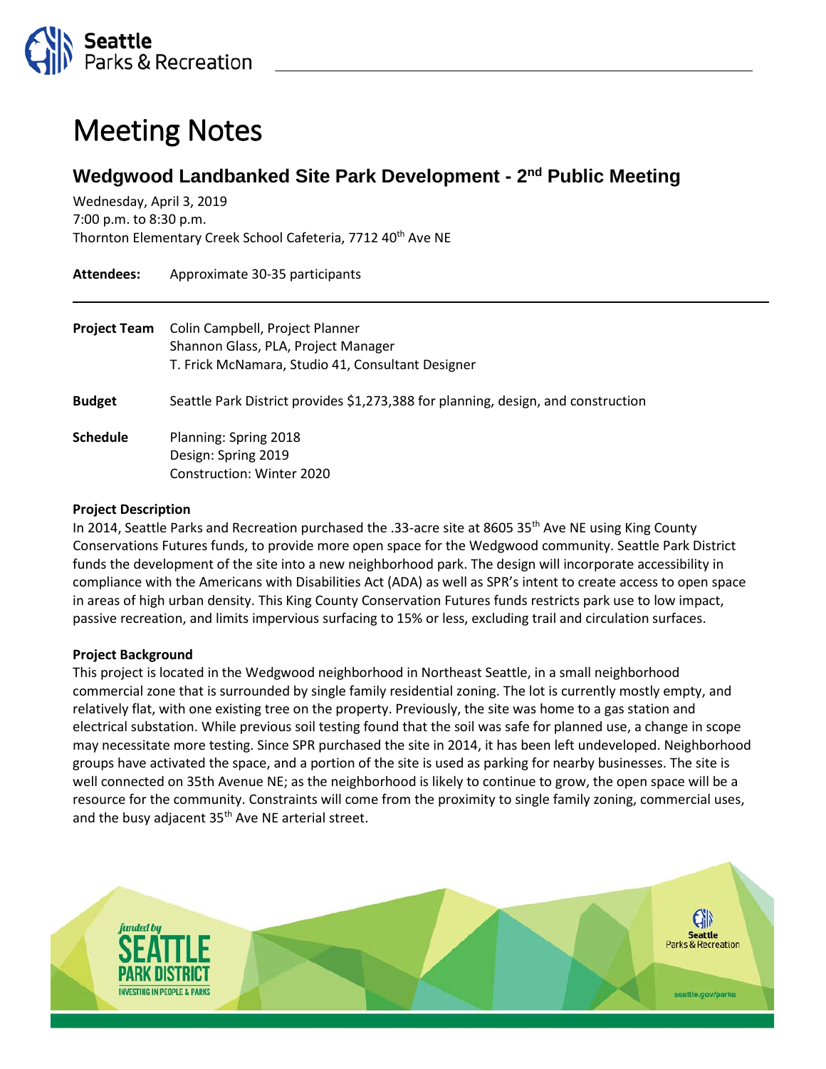# Meeting Notes

## Wedgwood Landbanked Site Park Development - 2nd Public Meeting

Wednesday, April 3, 2019
7:00 p.m. to 8:30 p.m.
Thornton Elementary Creek School Cafeteria, 7712 40th Ave NE

**Attendees:** Approximate 30-35 participants

**Project Team** Colin Campbell, Project Planner
Shannon Glass, PLA, Project Manager
T. Frick McNamara, Studio 41, Consultant Designer

**Budget** Seattle Park District provides $1,273,388 for planning, design, and construction

**Schedule** Planning: Spring 2018
Design: Spring 2019
Construction: Winter 2020

**Project Description**

In 2014, Seattle Parks and Recreation purchased the .33-acre site at 8605 35th Ave NE using King County Conservations Futures funds, to provide more open space for the Wedgwood community. Seattle Park District funds the development of the site into a new neighborhood park. The design will incorporate accessibility in compliance with the Americans with Disabilities Act (ADA) as well as SPR's intent to create access to open space in areas of high urban density. This King County Conservation Futures funds restricts park use to low impact, passive recreation, and limits impervious surfacing to 15% or less, excluding trail and circulation surfaces.

**Project Background**

This project is located in the Wedgwood neighborhood in Northeast Seattle, in a small neighborhood commercial zone that is surrounded by single family residential zoning. The lot is currently mostly empty, and relatively flat, with one existing tree on the property. Previously, the site was home to a gas station and electrical substation. While previous soil testing found that the soil was safe for planned use, a change in scope may necessitate more testing. Since SPR purchased the site in 2014, it has been left undeveloped. Neighborhood groups have activated the space, and a portion of the site is used as parking for nearby businesses. The site is well connected on 35th Avenue NE; as the neighborhood is likely to continue to grow, the open space will be a resource for the community. Constraints will come from the proximity to single family zoning, commercial uses, and the busy adjacent 35th Ave NE arterial street.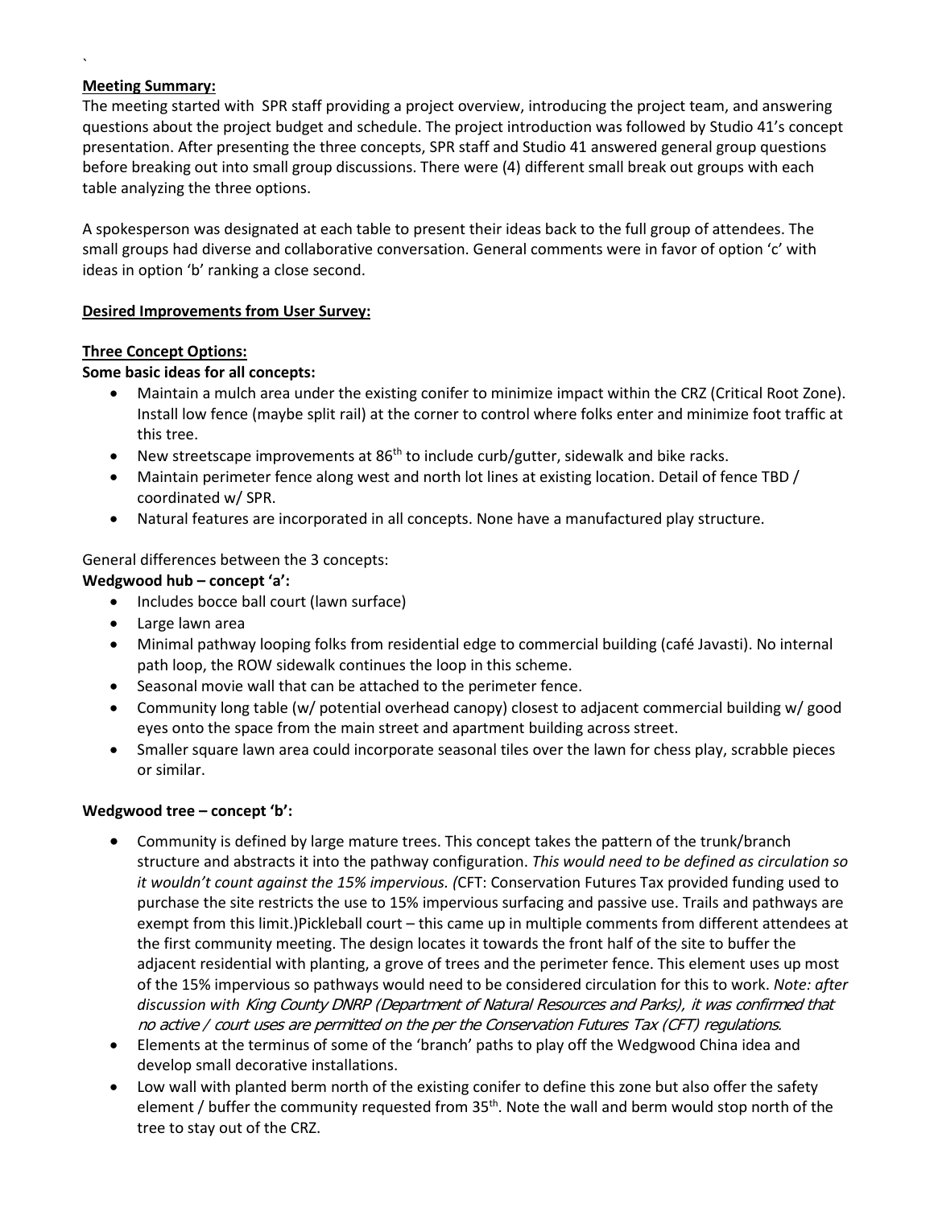`

**Meeting Summary:**

The meeting started with SPR staff providing a project overview, introducing the project team, and answering questions about the project budget and schedule. The project introduction was followed by Studio 41's concept presentation. After presenting the three concepts, SPR staff and Studio 41 answered general group questions before breaking out into small group discussions. There were (4) different small break out groups with each table analyzing the three options.

A spokesperson was designated at each table to present their ideas back to the full group of attendees. The small groups had diverse and collaborative conversation. General comments were in favor of option 'c' with ideas in option 'b' ranking a close second.

**Desired Improvements from User Survey:**

**Three Concept Options:**

**Some basic ideas for all concepts:**

- Maintain a mulch area under the existing conifer to minimize impact within the CRZ (Critical Root Zone). Install low fence (maybe split rail) at the corner to control where folks enter and minimize foot traffic at this tree.
- New streetscape improvements at 86th to include curb/gutter, sidewalk and bike racks.
- Maintain perimeter fence along west and north lot lines at existing location. Detail of fence TBD / coordinated w/ SPR.
- Natural features are incorporated in all concepts. None have a manufactured play structure.

General differences between the 3 concepts:

**Wedgwood hub – concept 'a':**

- Includes bocce ball court (lawn surface)
- Large lawn area
- Minimal pathway looping folks from residential edge to commercial building (café Javasti). No internal path loop, the ROW sidewalk continues the loop in this scheme.
- Seasonal movie wall that can be attached to the perimeter fence.
- Community long table (w/ potential overhead canopy) closest to adjacent commercial building w/ good eyes onto the space from the main street and apartment building across street.
- Smaller square lawn area could incorporate seasonal tiles over the lawn for chess play, scrabble pieces or similar.

**Wedgwood tree – concept 'b':**

- Community is defined by large mature trees. This concept takes the pattern of the trunk/branch structure and abstracts it into the pathway configuration. *This would need to be defined as circulation so it wouldn't count against the 15% impervious. (*CFT: Conservation Futures Tax provided funding used to purchase the site restricts the use to 15% impervious surfacing and passive use. Trails and pathways are exempt from this limit.)Pickleball court – this came up in multiple comments from different attendees at the first community meeting. The design locates it towards the front half of the site to buffer the adjacent residential with planting, a grove of trees and the perimeter fence. This element uses up most of the 15% impervious so pathways would need to be considered circulation for this to work. *Note: after discussion with King County DNRP (Department of Natural Resources and Parks), it was confirmed that no active / court uses are permitted on the per the Conservation Futures Tax (CFT) regulations.*
- Elements at the terminus of some of the 'branch' paths to play off the Wedgwood China idea and develop small decorative installations.
- Low wall with planted berm north of the existing conifer to define this zone but also offer the safety element / buffer the community requested from 35th. Note the wall and berm would stop north of the tree to stay out of the CRZ.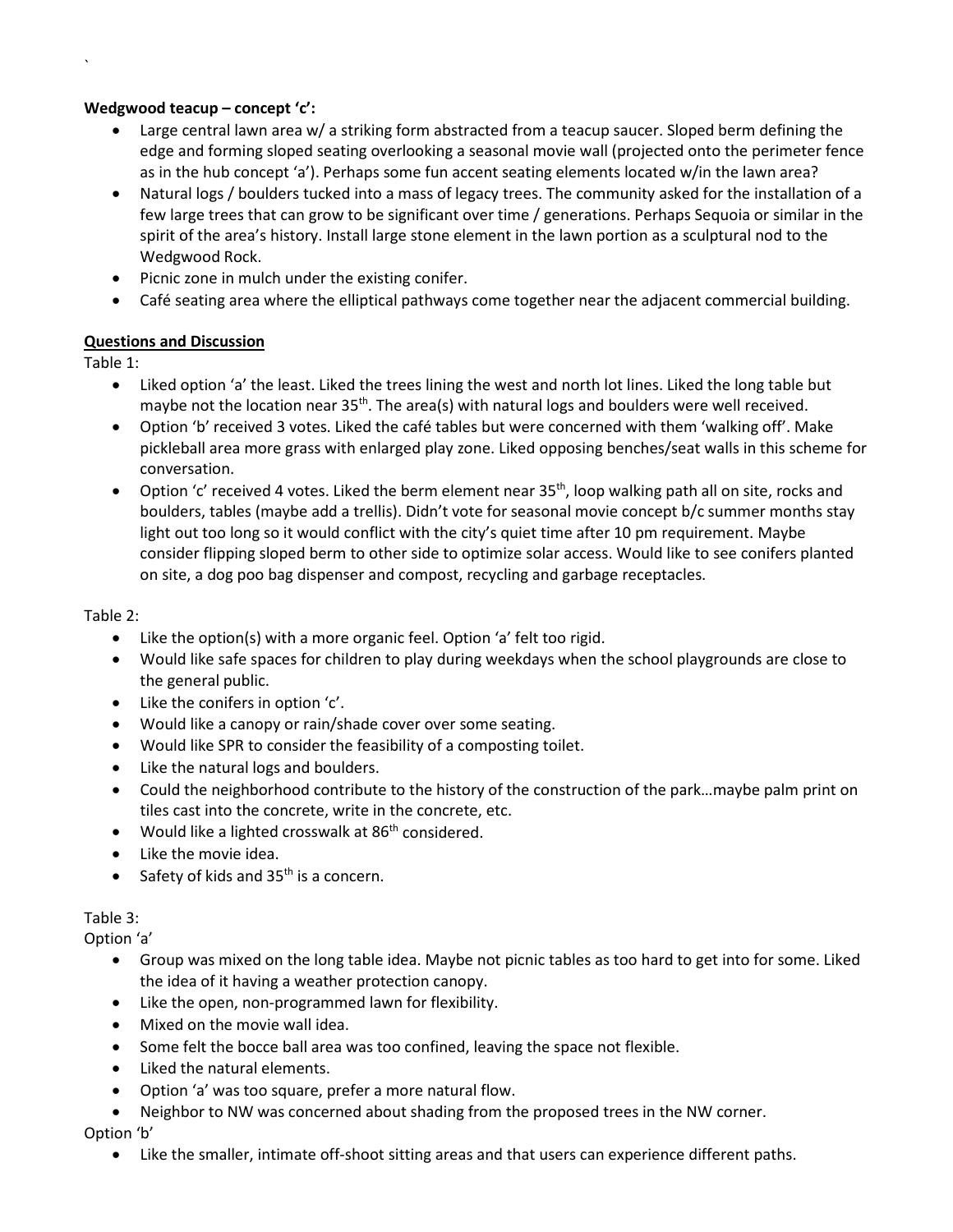**Wedgwood teacup – concept 'c':**

- Large central lawn area w/ a striking form abstracted from a teacup saucer. Sloped berm defining the edge and forming sloped seating overlooking a seasonal movie wall (projected onto the perimeter fence as in the hub concept 'a'). Perhaps some fun accent seating elements located w/in the lawn area?
- Natural logs / boulders tucked into a mass of legacy trees. The community asked for the installation of a few large trees that can grow to be significant over time / generations. Perhaps Sequoia or similar in the spirit of the area's history. Install large stone element in the lawn portion as a sculptural nod to the Wedgwood Rock.
- Picnic zone in mulch under the existing conifer.
- Café seating area where the elliptical pathways come together near the adjacent commercial building.

**Questions and Discussion**

Table 1:

- Liked option 'a' the least. Liked the trees lining the west and north lot lines. Liked the long table but maybe not the location near 35th. The area(s) with natural logs and boulders were well received.
- Option 'b' received 3 votes. Liked the café tables but were concerned with them 'walking off'. Make pickleball area more grass with enlarged play zone. Liked opposing benches/seat walls in this scheme for conversation.
- Option 'c' received 4 votes. Liked the berm element near 35th, loop walking path all on site, rocks and boulders, tables (maybe add a trellis). Didn't vote for seasonal movie concept b/c summer months stay light out too long so it would conflict with the city's quiet time after 10 pm requirement. Maybe consider flipping sloped berm to other side to optimize solar access. Would like to see conifers planted on site, a dog poo bag dispenser and compost, recycling and garbage receptacles.

Table 2:

- Like the option(s) with a more organic feel. Option 'a' felt too rigid.
- Would like safe spaces for children to play during weekdays when the school playgrounds are close to the general public.
- Like the conifers in option 'c'.
- Would like a canopy or rain/shade cover over some seating.
- Would like SPR to consider the feasibility of a composting toilet.
- Like the natural logs and boulders.
- Could the neighborhood contribute to the history of the construction of the park…maybe palm print on tiles cast into the concrete, write in the concrete, etc.
- Would like a lighted crosswalk at 86th considered.
- Like the movie idea.
- Safety of kids and 35th is a concern.

Table 3:

Option 'a'

- Group was mixed on the long table idea. Maybe not picnic tables as too hard to get into for some. Liked the idea of it having a weather protection canopy.
- Like the open, non-programmed lawn for flexibility.
- Mixed on the movie wall idea.
- Some felt the bocce ball area was too confined, leaving the space not flexible.
- Liked the natural elements.
- Option 'a' was too square, prefer a more natural flow.
- Neighbor to NW was concerned about shading from the proposed trees in the NW corner.

Option 'b'

- Like the smaller, intimate off-shoot sitting areas and that users can experience different paths.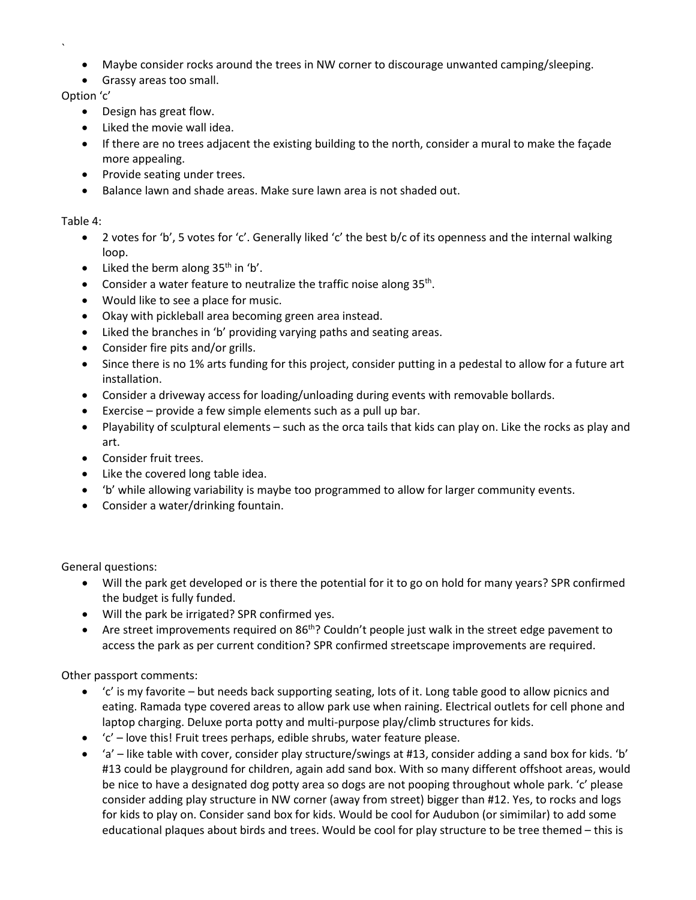- Maybe consider rocks around the trees in NW corner to discourage unwanted camping/sleeping.
- Grassy areas too small.

Option 'c'

- Design has great flow.
- Liked the movie wall idea.
- If there are no trees adjacent the existing building to the north, consider a mural to make the façade more appealing.
- Provide seating under trees.
- Balance lawn and shade areas. Make sure lawn area is not shaded out.

Table 4:

- 2 votes for 'b', 5 votes for 'c'. Generally liked 'c' the best b/c of its openness and the internal walking loop.
- Liked the berm along 35th in 'b'.
- Consider a water feature to neutralize the traffic noise along 35th.
- Would like to see a place for music.
- Okay with pickleball area becoming green area instead.
- Liked the branches in 'b' providing varying paths and seating areas.
- Consider fire pits and/or grills.
- Since there is no 1% arts funding for this project, consider putting in a pedestal to allow for a future art installation.
- Consider a driveway access for loading/unloading during events with removable bollards.
- Exercise – provide a few simple elements such as a pull up bar.
- Playability of sculptural elements – such as the orca tails that kids can play on. Like the rocks as play and art.
- Consider fruit trees.
- Like the covered long table idea.
- 'b' while allowing variability is maybe too programmed to allow for larger community events.
- Consider a water/drinking fountain.

General questions:

- Will the park get developed or is there the potential for it to go on hold for many years? SPR confirmed the budget is fully funded.
- Will the park be irrigated? SPR confirmed yes.
- Are street improvements required on 86th? Couldn't people just walk in the street edge pavement to access the park as per current condition? SPR confirmed streetscape improvements are required.

Other passport comments:

- 'c' is my favorite – but needs back supporting seating, lots of it. Long table good to allow picnics and eating. Ramada type covered areas to allow park use when raining. Electrical outlets for cell phone and laptop charging. Deluxe porta potty and multi-purpose play/climb structures for kids.
- 'c' – love this! Fruit trees perhaps, edible shrubs, water feature please.
- 'a' – like table with cover, consider play structure/swings at #13, consider adding a sand box for kids. 'b' #13 could be playground for children, again add sand box. With so many different offshoot areas, would be nice to have a designated dog potty area so dogs are not pooping throughout whole park. 'c' please consider adding play structure in NW corner (away from street) bigger than #12. Yes, to rocks and logs for kids to play on. Consider sand box for kids. Would be cool for Audubon (or simimilar) to add some educational plaques about birds and trees. Would be cool for play structure to be tree themed – this is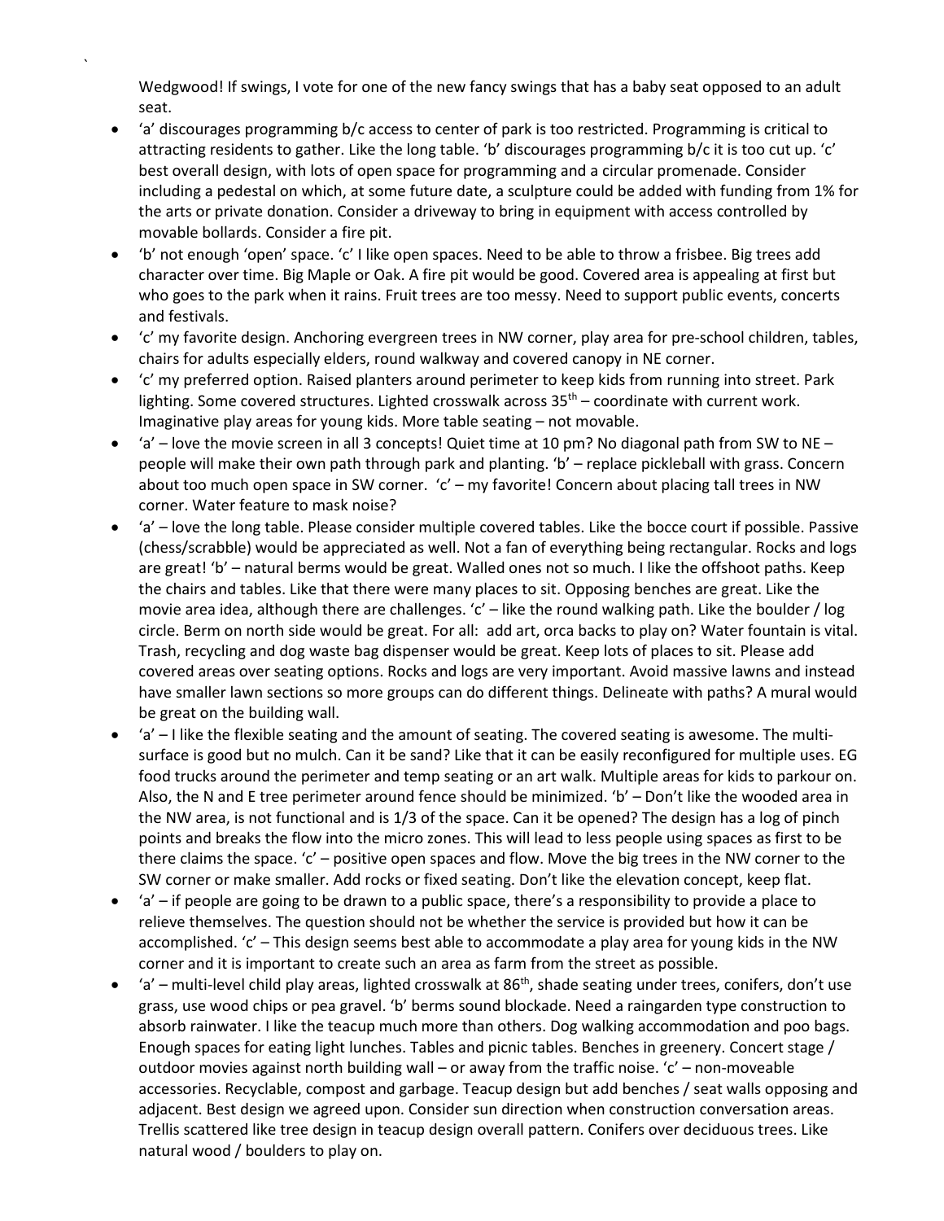Wedgwood! If swings, I vote for one of the new fancy swings that has a baby seat opposed to an adult seat.

- 'a' discourages programming b/c access to center of park is too restricted. Programming is critical to attracting residents to gather. Like the long table. 'b' discourages programming b/c it is too cut up. 'c' best overall design, with lots of open space for programming and a circular promenade. Consider including a pedestal on which, at some future date, a sculpture could be added with funding from 1% for the arts or private donation. Consider a driveway to bring in equipment with access controlled by movable bollards. Consider a fire pit.
- 'b' not enough 'open' space. 'c' I like open spaces. Need to be able to throw a frisbee. Big trees add character over time. Big Maple or Oak. A fire pit would be good. Covered area is appealing at first but who goes to the park when it rains. Fruit trees are too messy. Need to support public events, concerts and festivals.
- 'c' my favorite design. Anchoring evergreen trees in NW corner, play area for pre-school children, tables, chairs for adults especially elders, round walkway and covered canopy in NE corner.
- 'c' my preferred option. Raised planters around perimeter to keep kids from running into street. Park lighting. Some covered structures. Lighted crosswalk across 35th – coordinate with current work. Imaginative play areas for young kids. More table seating – not movable.
- 'a' – love the movie screen in all 3 concepts! Quiet time at 10 pm? No diagonal path from SW to NE – people will make their own path through park and planting. 'b' – replace pickleball with grass. Concern about too much open space in SW corner. 'c' – my favorite! Concern about placing tall trees in NW corner. Water feature to mask noise?
- 'a' – love the long table. Please consider multiple covered tables. Like the bocce court if possible. Passive (chess/scrabble) would be appreciated as well. Not a fan of everything being rectangular. Rocks and logs are great! 'b' – natural berms would be great. Walled ones not so much. I like the offshoot paths. Keep the chairs and tables. Like that there were many places to sit. Opposing benches are great. Like the movie area idea, although there are challenges. 'c' – like the round walking path. Like the boulder / log circle. Berm on north side would be great. For all: add art, orca backs to play on? Water fountain is vital. Trash, recycling and dog waste bag dispenser would be great. Keep lots of places to sit. Please add covered areas over seating options. Rocks and logs are very important. Avoid massive lawns and instead have smaller lawn sections so more groups can do different things. Delineate with paths? A mural would be great on the building wall.
- 'a' – I like the flexible seating and the amount of seating. The covered seating is awesome. The multi-surface is good but no mulch. Can it be sand? Like that it can be easily reconfigured for multiple uses. EG food trucks around the perimeter and temp seating or an art walk. Multiple areas for kids to parkour on. Also, the N and E tree perimeter around fence should be minimized. 'b' – Don't like the wooded area in the NW area, is not functional and is 1/3 of the space. Can it be opened? The design has a log of pinch points and breaks the flow into the micro zones. This will lead to less people using spaces as first to be there claims the space. 'c' – positive open spaces and flow. Move the big trees in the NW corner to the SW corner or make smaller. Add rocks or fixed seating. Don't like the elevation concept, keep flat.
- 'a' – if people are going to be drawn to a public space, there's a responsibility to provide a place to relieve themselves. The question should not be whether the service is provided but how it can be accomplished. 'c' – This design seems best able to accommodate a play area for young kids in the NW corner and it is important to create such an area as farm from the street as possible.
- 'a' – multi-level child play areas, lighted crosswalk at 86th, shade seating under trees, conifers, don't use grass, use wood chips or pea gravel. 'b' berms sound blockade. Need a raingarden type construction to absorb rainwater. I like the teacup much more than others. Dog walking accommodation and poo bags. Enough spaces for eating light lunches. Tables and picnic tables. Benches in greenery. Concert stage / outdoor movies against north building wall – or away from the traffic noise. 'c' – non-moveable accessories. Recyclable, compost and garbage. Teacup design but add benches / seat walls opposing and adjacent. Best design we agreed upon. Consider sun direction when construction conversation areas. Trellis scattered like tree design in teacup design overall pattern. Conifers over deciduous trees. Like natural wood / boulders to play on.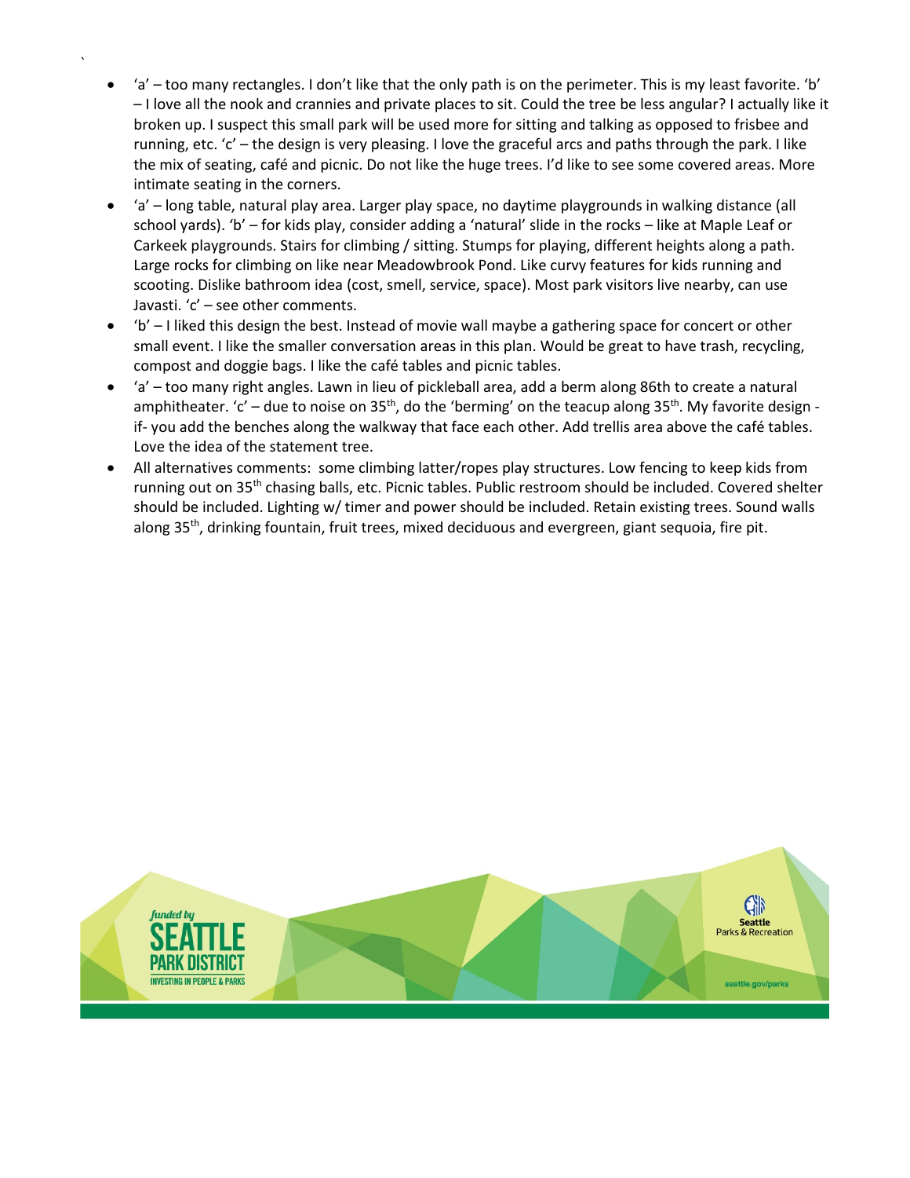- 'a' – too many rectangles. I don't like that the only path is on the perimeter. This is my least favorite. 'b' – I love all the nook and crannies and private places to sit. Could the tree be less angular? I actually like it broken up. I suspect this small park will be used more for sitting and talking as opposed to frisbee and running, etc. 'c' – the design is very pleasing. I love the graceful arcs and paths through the park. I like the mix of seating, café and picnic. Do not like the huge trees. I'd like to see some covered areas. More intimate seating in the corners.
- 'a' – long table, natural play area. Larger play space, no daytime playgrounds in walking distance (all school yards). 'b' – for kids play, consider adding a 'natural' slide in the rocks – like at Maple Leaf or Carkeek playgrounds. Stairs for climbing / sitting. Stumps for playing, different heights along a path. Large rocks for climbing on like near Meadowbrook Pond. Like curvy features for kids running and scooting. Dislike bathroom idea (cost, smell, service, space). Most park visitors live nearby, can use Javasti. 'c' – see other comments.
- 'b' – I liked this design the best. Instead of movie wall maybe a gathering space for concert or other small event. I like the smaller conversation areas in this plan. Would be great to have trash, recycling, compost and doggie bags. I like the café tables and picnic tables.
- 'a' – too many right angles. Lawn in lieu of pickleball area, add a berm along 86th to create a natural amphitheater. 'c' – due to noise on 35th, do the 'berming' on the teacup along 35th. My favorite design - if- you add the benches along the walkway that face each other. Add trellis area above the café tables. Love the idea of the statement tree.
- All alternatives comments: some climbing latter/ropes play structures. Low fencing to keep kids from running out on 35th chasing balls, etc. Picnic tables. Public restroom should be included. Covered shelter should be included. Lighting w/ timer and power should be included. Retain existing trees. Sound walls along 35th, drinking fountain, fruit trees, mixed deciduous and evergreen, giant sequoia, fire pit.